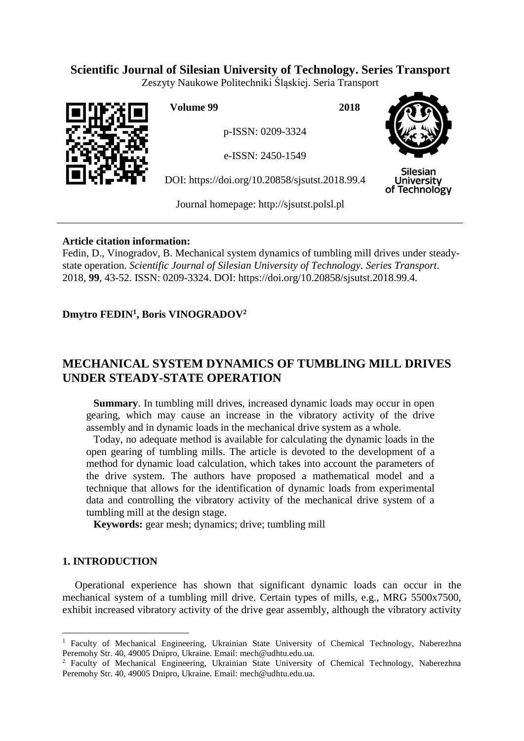**Scientific Journal of Silesian University of Technology. Series Transport**

Zeszyty Naukowe Politechniki Śląskiej. Seria Transport

**Volume 99** **2018**

p-ISSN: 0209-3324

e-ISSN: 2450-1549

DOI: https://doi.org/10.20858/sjsutst.2018.99.4

Journal homepage: http://sjsutst.polsl.pl

---

**Article citation information:**

Fedin, D., Vinogradov, B. Mechanical system dynamics of tumbling mill drives under steady-state operation. *Scientific Journal of Silesian University of Technology. Series Transport*. 2018, **99**, 43-52. ISSN: 0209-3324. DOI: https://doi.org/10.20858/sjsutst.2018.99.4.

**Dmytro FEDIN[1], Boris VINOGRADOV[2]**

# MECHANICAL SYSTEM DYNAMICS OF TUMBLING MILL DRIVES UNDER STEADY-STATE OPERATION

**Summary**. In tumbling mill drives, increased dynamic loads may occur in open gearing, which may cause an increase in the vibratory activity of the drive assembly and in dynamic loads in the mechanical drive system as a whole.

Today, no adequate method is available for calculating the dynamic loads in the open gearing of tumbling mills. The article is devoted to the development of a method for dynamic load calculation, which takes into account the parameters of the drive system. The authors have proposed a mathematical model and a technique that allows for the identification of dynamic loads from experimental data and controlling the vibratory activity of the mechanical drive system of a tumbling mill at the design stage.

**Keywords:** gear mesh; dynamics; drive; tumbling mill

## 1. INTRODUCTION

Operational experience has shown that significant dynamic loads can occur in the mechanical system of a tumbling mill drive. Certain types of mills, e.g., MRG 5500x7500, exhibit increased vibratory activity of the drive gear assembly, although the vibratory activity

---

[1] Faculty of Mechanical Engineering, Ukrainian State University of Chemical Technology, Naberezhna Peremohy Str. 40, 49005 Dnipro, Ukraine. Email: mech@udhtu.edu.ua.

[2] Faculty of Mechanical Engineering, Ukrainian State University of Chemical Technology, Naberezhna Peremohy Str. 40, 49005 Dnipro, Ukraine. Email: mech@udhtu.edu.ua.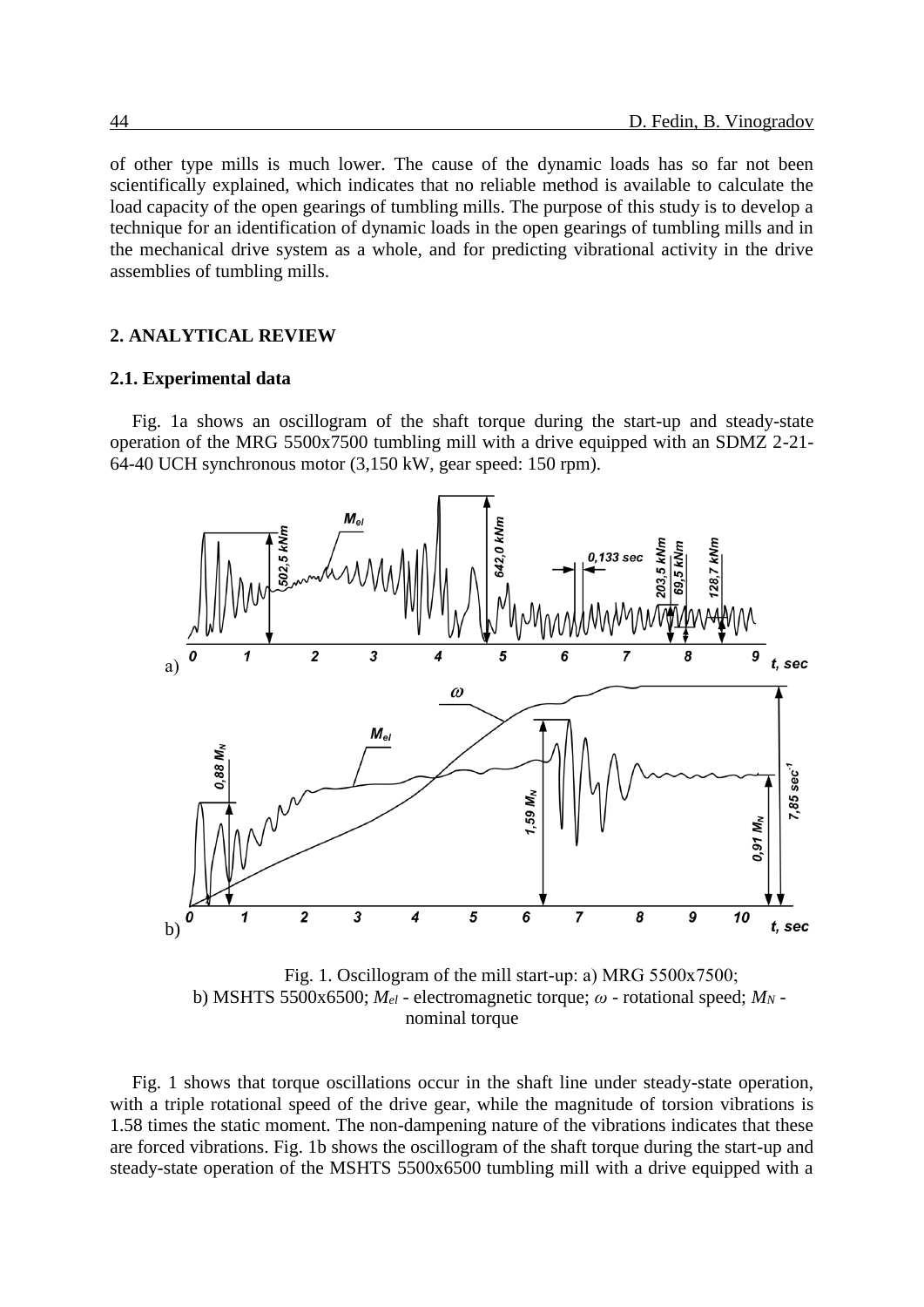of other type mills is much lower. The cause of the dynamic loads has so far not been scientifically explained, which indicates that no reliable method is available to calculate the load capacity of the open gearings of tumbling mills. The purpose of this study is to develop a technique for an identification of dynamic loads in the open gearings of tumbling mills and in the mechanical drive system as a whole, and for predicting vibrational activity in the drive assemblies of tumbling mills.

## 2. ANALYTICAL REVIEW

### 2.1. Experimental data

Fig. 1a shows an oscillogram of the shaft torque during the start-up and steady-state operation of the MRG 5500x7500 tumbling mill with a drive equipped with an SDMZ 2-21-64-40 UCH synchronous motor (3,150 kW, gear speed: 150 rpm).

Fig. 1. Oscillogram of the mill start-up: a) MRG 5500x7500; b) MSHTS 5500x6500; $M_{el}$ - electromagnetic torque; $\omega$ - rotational speed; $M_N$ - nominal torque

Fig. 1 shows that torque oscillations occur in the shaft line under steady-state operation, with a triple rotational speed of the drive gear, while the magnitude of torsion vibrations is 1.58 times the static moment. The non-dampening nature of the vibrations indicates that these are forced vibrations. Fig. 1b shows the oscillogram of the shaft torque during the start-up and steady-state operation of the MSHTS 5500x6500 tumbling mill with a drive equipped with a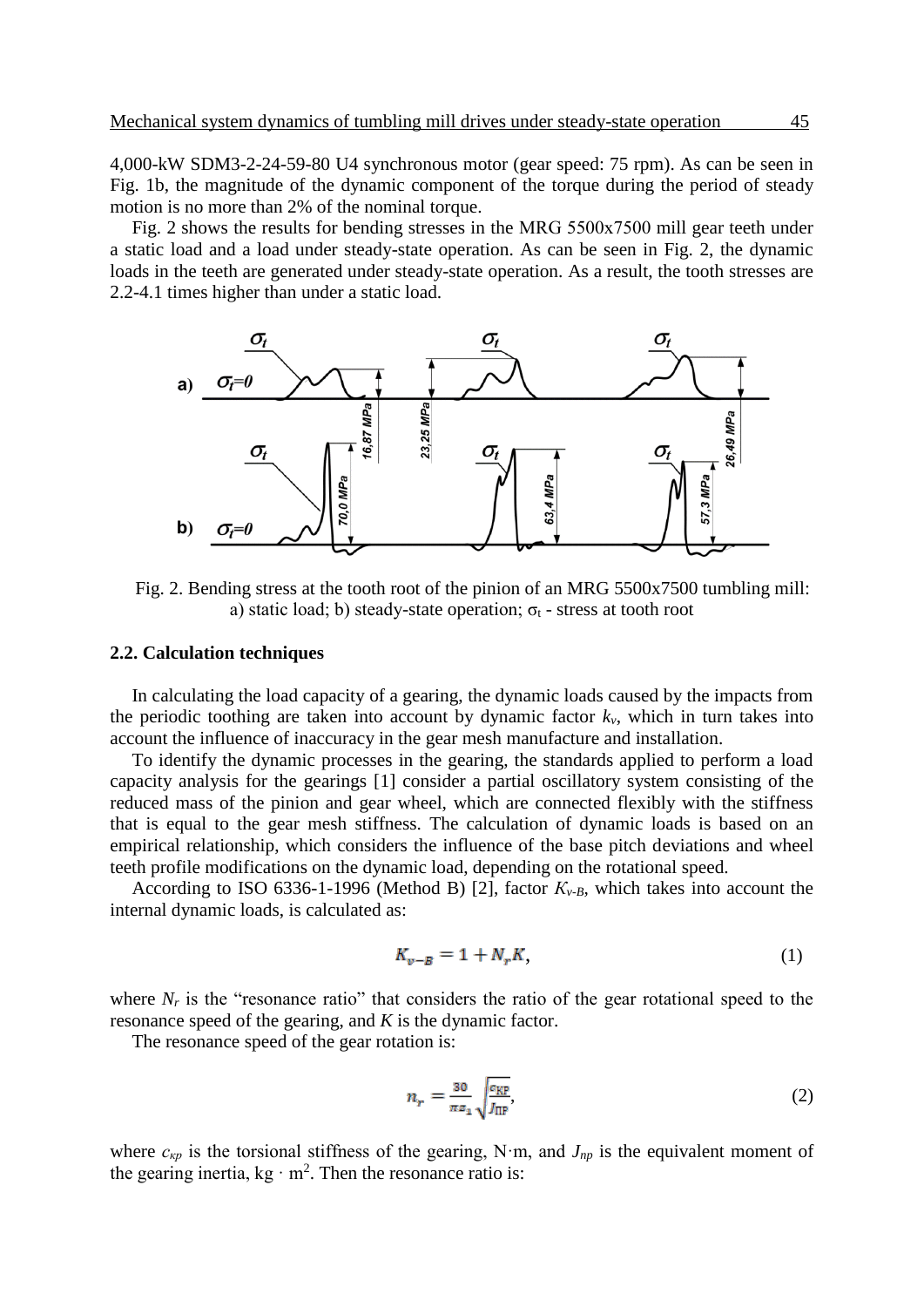4,000-kW SDM3-2-24-59-80 U4 synchronous motor (gear speed: 75 rpm). As can be seen in Fig. 1b, the magnitude of the dynamic component of the torque during the period of steady motion is no more than 2% of the nominal torque.

Fig. 2 shows the results for bending stresses in the MRG 5500x7500 mill gear teeth under a static load and a load under steady-state operation. As can be seen in Fig. 2, the dynamic loads in the teeth are generated under steady-state operation. As a result, the tooth stresses are 2.2-4.1 times higher than under a static load.

Fig. 2. Bending stress at the tooth root of the pinion of an MRG 5500x7500 tumbling mill: a) static load; b) steady-state operation; $\sigma_t$ - stress at tooth root

### 2.2. Calculation techniques

In calculating the load capacity of a gearing, the dynamic loads caused by the impacts from the periodic toothing are taken into account by dynamic factor $k_v$, which in turn takes into account the influence of inaccuracy in the gear mesh manufacture and installation.

To identify the dynamic processes in the gearing, the standards applied to perform a load capacity analysis for the gearings [1] consider a partial oscillatory system consisting of the reduced mass of the pinion and gear wheel, which are connected flexibly with the stiffness that is equal to the gear mesh stiffness. The calculation of dynamic loads is based on an empirical relationship, which considers the influence of the base pitch deviations and wheel teeth profile modifications on the dynamic load, depending on the rotational speed.

According to ISO 6336-1-1996 (Method B) [2], factor $K_{v-B}$, which takes into account the internal dynamic loads, is calculated as:

$$K_{v-B} = 1 + N_r K, \tag{1}$$

where $N_r$ is the "resonance ratio" that considers the ratio of the gear rotational speed to the resonance speed of the gearing, and $K$ is the dynamic factor.

The resonance speed of the gear rotation is:

$$n_r = \frac{30}{\pi z_1} \sqrt{\frac{c_{\text{КР}}}{J_{\text{ПР}}}}, \tag{2}$$

where $c_{\kappa p}$ is the torsional stiffness of the gearing, N·m, and $J_{np}$ is the equivalent moment of the gearing inertia, kg · m$^2$. Then the resonance ratio is: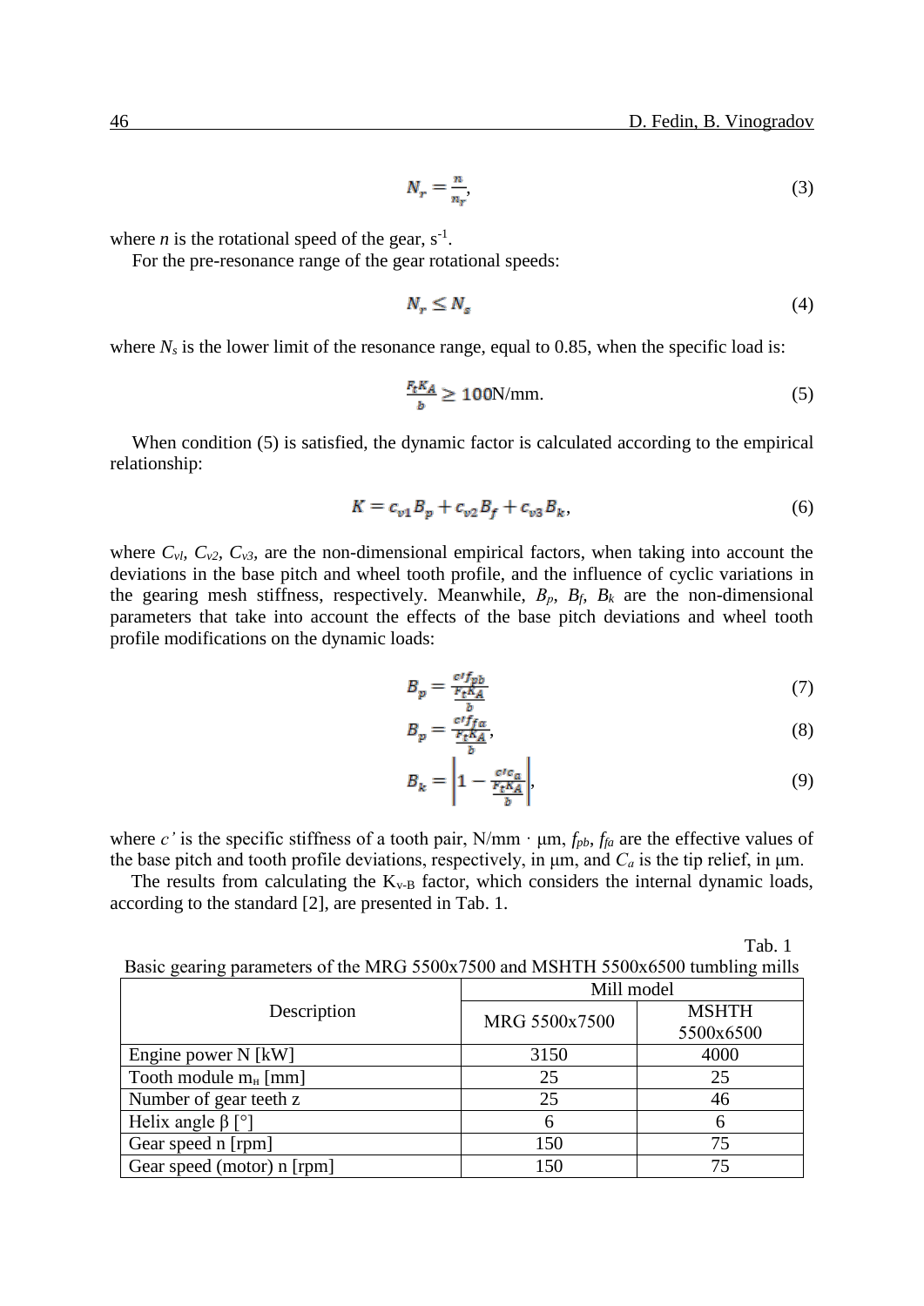$$N_r = \frac{n}{n_r}, \tag{3}$$

where $n$ is the rotational speed of the gear, $s^{-1}$.

For the pre-resonance range of the gear rotational speeds:

$$N_r \leq N_s \tag{4}$$

where $N_s$ is the lower limit of the resonance range, equal to 0.85, when the specific load is:

$$\frac{F_t K_A}{b} \geq 100 \text{N/mm}. \tag{5}$$

When condition (5) is satisfied, the dynamic factor is calculated according to the empirical relationship:

$$K = c_{v1} B_p + c_{v2} B_f + c_{v3} B_k, \tag{6}$$

where $C_{vl}$, $C_{v2}$, $C_{v3}$, are the non-dimensional empirical factors, when taking into account the deviations in the base pitch and wheel tooth profile, and the influence of cyclic variations in the gearing mesh stiffness, respectively. Meanwhile, $B_p$, $B_f$, $B_k$ are the non-dimensional parameters that take into account the effects of the base pitch deviations and wheel tooth profile modifications on the dynamic loads:

$$B_p = \frac{c' f_{pb}}{\frac{F_t K_A}{b}} \tag{7}$$

$$B_p = \frac{c' f_{f\alpha}}{\frac{F_t K_A}{b}}, \tag{8}$$

$$B_k = \left| 1 - \frac{c' C_a}{\frac{F_t K_A}{b}} \right|, \tag{9}$$

where $c'$ is the specific stiffness of a tooth pair, N/mm · μm, $f_{pb}$, $f_{fa}$ are the effective values of the base pitch and tooth profile deviations, respectively, in μm, and $C_a$ is the tip relief, in μm.

The results from calculating the $K_{v\text{-}B}$ factor, which considers the internal dynamic loads, according to the standard [2], are presented in Tab. 1.

Tab. 1

Basic gearing parameters of the MRG 5500x7500 and MSHTH 5500x6500 tumbling mills

| Description | Mill model | |
|---|---|---|
| | MRG 5500x7500 | MSHTH 5500x6500 |
| Engine power N [kW] | 3150 | 4000 |
| Tooth module $m_н$ [mm] | 25 | 25 |
| Number of gear teeth z | 25 | 46 |
| Helix angle β [°] | 6 | 6 |
| Gear speed n [rpm] | 150 | 75 |
| Gear speed (motor) n [rpm] | 150 | 75 |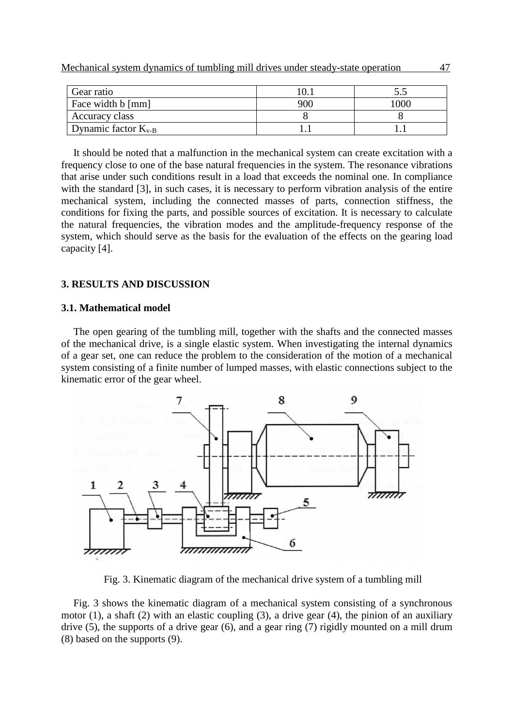| Gear ratio | 10.1 | 5.5 |
|---|---|---|
| Face width b [mm] | 900 | 1000 |
| Accuracy class | 8 | 8 |
| Dynamic factor $K_{v\text{-}B}$ | 1.1 | 1.1 |

It should be noted that a malfunction in the mechanical system can create excitation with a frequency close to one of the base natural frequencies in the system. The resonance vibrations that arise under such conditions result in a load that exceeds the nominal one. In compliance with the standard [3], in such cases, it is necessary to perform vibration analysis of the entire mechanical system, including the connected masses of parts, connection stiffness, the conditions for fixing the parts, and possible sources of excitation. It is necessary to calculate the natural frequencies, the vibration modes and the amplitude-frequency response of the system, which should serve as the basis for the evaluation of the effects on the gearing load capacity [4].

## 3. RESULTS AND DISCUSSION

### 3.1. Mathematical model

The open gearing of the tumbling mill, together with the shafts and the connected masses of the mechanical drive, is a single elastic system. When investigating the internal dynamics of a gear set, one can reduce the problem to the consideration of the motion of a mechanical system consisting of a finite number of lumped masses, with elastic connections subject to the kinematic error of the gear wheel.

Fig. 3. Kinematic diagram of the mechanical drive system of a tumbling mill

Fig. 3 shows the kinematic diagram of a mechanical system consisting of a synchronous motor (1), a shaft (2) with an elastic coupling (3), a drive gear (4), the pinion of an auxiliary drive (5), the supports of a drive gear (6), and a gear ring (7) rigidly mounted on a mill drum (8) based on the supports (9).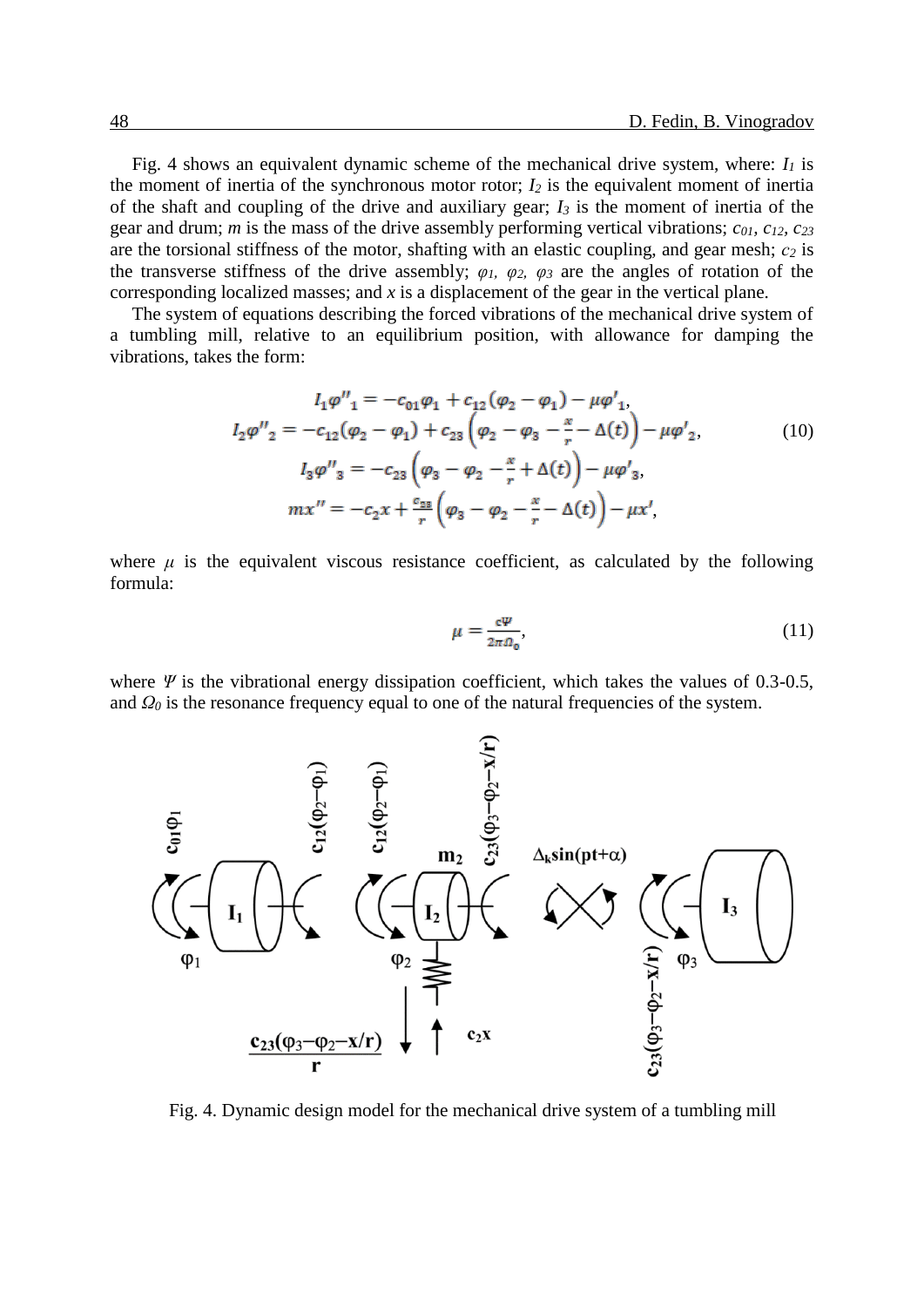Fig. 4 shows an equivalent dynamic scheme of the mechanical drive system, where: $I_1$ is the moment of inertia of the synchronous motor rotor; $I_2$ is the equivalent moment of inertia of the shaft and coupling of the drive and auxiliary gear; $I_3$ is the moment of inertia of the gear and drum; $m$ is the mass of the drive assembly performing vertical vibrations; $c_{01}$, $c_{12}$, $c_{23}$ are the torsional stiffness of the motor, shafting with an elastic coupling, and gear mesh; $c_2$ is the transverse stiffness of the drive assembly; $\varphi_1$, $\varphi_2$, $\varphi_3$ are the angles of rotation of the corresponding localized masses; and $x$ is a displacement of the gear in the vertical plane.

The system of equations describing the forced vibrations of the mechanical drive system of a tumbling mill, relative to an equilibrium position, with allowance for damping the vibrations, takes the form:

$$
\begin{gathered}
I_1 \varphi''_1 = -c_{01}\varphi_1 + c_{12}(\varphi_2 - \varphi_1) - \mu\varphi'_1, \\
I_2 \varphi''_2 = -c_{12}(\varphi_2 - \varphi_1) + c_{23}\left(\varphi_2 - \varphi_3 - \frac{x}{r} - \Delta(t)\right) - \mu\varphi'_2, \\
I_3 \varphi''_3 = -c_{23}\left(\varphi_3 - \varphi_2 - \frac{x}{r} + \Delta(t)\right) - \mu\varphi'_3, \\
m x'' = -c_2 x + \frac{c_{23}}{r}\left(\varphi_3 - \varphi_2 - \frac{x}{r} - \Delta(t)\right) - \mu x',
\end{gathered}
\tag{10}
$$

where $\mu$ is the equivalent viscous resistance coefficient, as calculated by the following formula:

$$
\mu = \frac{c\Psi}{2\pi\Omega_0},
\tag{11}
$$

where $\Psi$ is the vibrational energy dissipation coefficient, which takes the values of 0.3-0.5, and $\Omega_0$ is the resonance frequency equal to one of the natural frequencies of the system.

Fig. 4. Dynamic design model for the mechanical drive system of a tumbling mill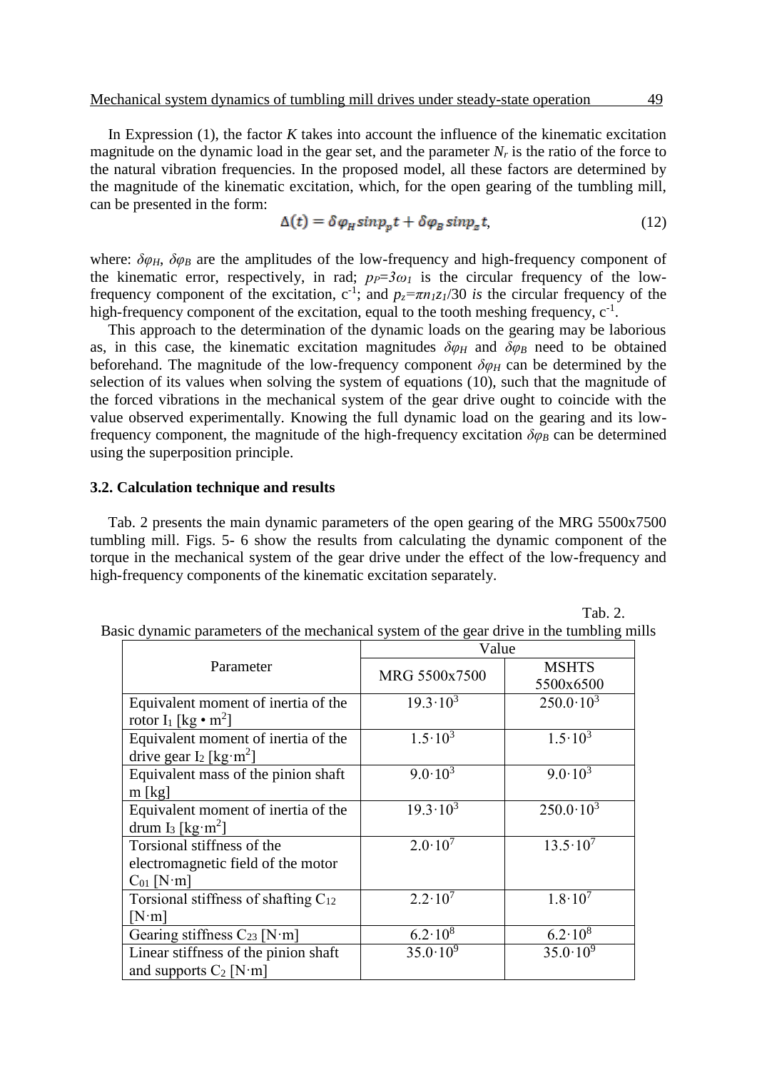In Expression (1), the factor $K$ takes into account the influence of the kinematic excitation magnitude on the dynamic load in the gear set, and the parameter $N_r$ is the ratio of the force to the natural vibration frequencies. In the proposed model, all these factors are determined by the magnitude of the kinematic excitation, which, for the open gearing of the tumbling mill, can be presented in the form:

$$\Delta(t) = \delta\varphi_H \sin p_p t + \delta\varphi_B \sin p_z t, \tag{12}$$

where: $\delta\varphi_H$, $\delta\varphi_B$ are the amplitudes of the low-frequency and high-frequency component of the kinematic error, respectively, in rad; $p_P=3\omega_1$ is the circular frequency of the low-frequency component of the excitation, $c^{-1}$; and $p_z=\pi n_1 z_1/30$ *is* the circular frequency of the high-frequency component of the excitation, equal to the tooth meshing frequency, $c^{-1}$.

This approach to the determination of the dynamic loads on the gearing may be laborious as, in this case, the kinematic excitation magnitudes $\delta\varphi_H$ and $\delta\varphi_B$ need to be obtained beforehand. The magnitude of the low-frequency component $\delta\varphi_H$ can be determined by the selection of its values when solving the system of equations (10), such that the magnitude of the forced vibrations in the mechanical system of the gear drive ought to coincide with the value observed experimentally. Knowing the full dynamic load on the gearing and its low-frequency component, the magnitude of the high-frequency excitation $\delta\varphi_B$ can be determined using the superposition principle.

### 3.2. Calculation technique and results

Tab. 2 presents the main dynamic parameters of the open gearing of the MRG 5500x7500 tumbling mill. Figs. 5- 6 show the results from calculating the dynamic component of the torque in the mechanical system of the gear drive under the effect of the low-frequency and high-frequency components of the kinematic excitation separately.

Tab. 2.
Basic dynamic parameters of the mechanical system of the gear drive in the tumbling mills

| Parameter | Value | |
|---|---|---|
| | MRG 5500x7500 | MSHTS 5500x6500 |
| Equivalent moment of inertia of the rotor $I_1$ [$kg \cdot m^2$] | $19.3 \cdot 10^3$ | $250.0 \cdot 10^3$ |
| Equivalent moment of inertia of the drive gear $I_2$ [$kg \cdot m^2$] | $1.5 \cdot 10^3$ | $1.5 \cdot 10^3$ |
| Equivalent mass of the pinion shaft m [kg] | $9.0 \cdot 10^3$ | $9.0 \cdot 10^3$ |
| Equivalent moment of inertia of the drum $I_3$ [$kg \cdot m^2$] | $19.3 \cdot 10^3$ | $250.0 \cdot 10^3$ |
| Torsional stiffness of the electromagnetic field of the motor $C_{01}$ [N·m] | $2.0 \cdot 10^7$ | $13.5 \cdot 10^7$ |
| Torsional stiffness of shafting $C_{12}$ [N·m] | $2.2 \cdot 10^7$ | $1.8 \cdot 10^7$ |
| Gearing stiffness $C_{23}$ [N·m] | $6.2 \cdot 10^8$ | $6.2 \cdot 10^8$ |
| Linear stiffness of the pinion shaft and supports $C_2$ [N·m] | $35.0 \cdot 10^9$ | $35.0 \cdot 10^9$ |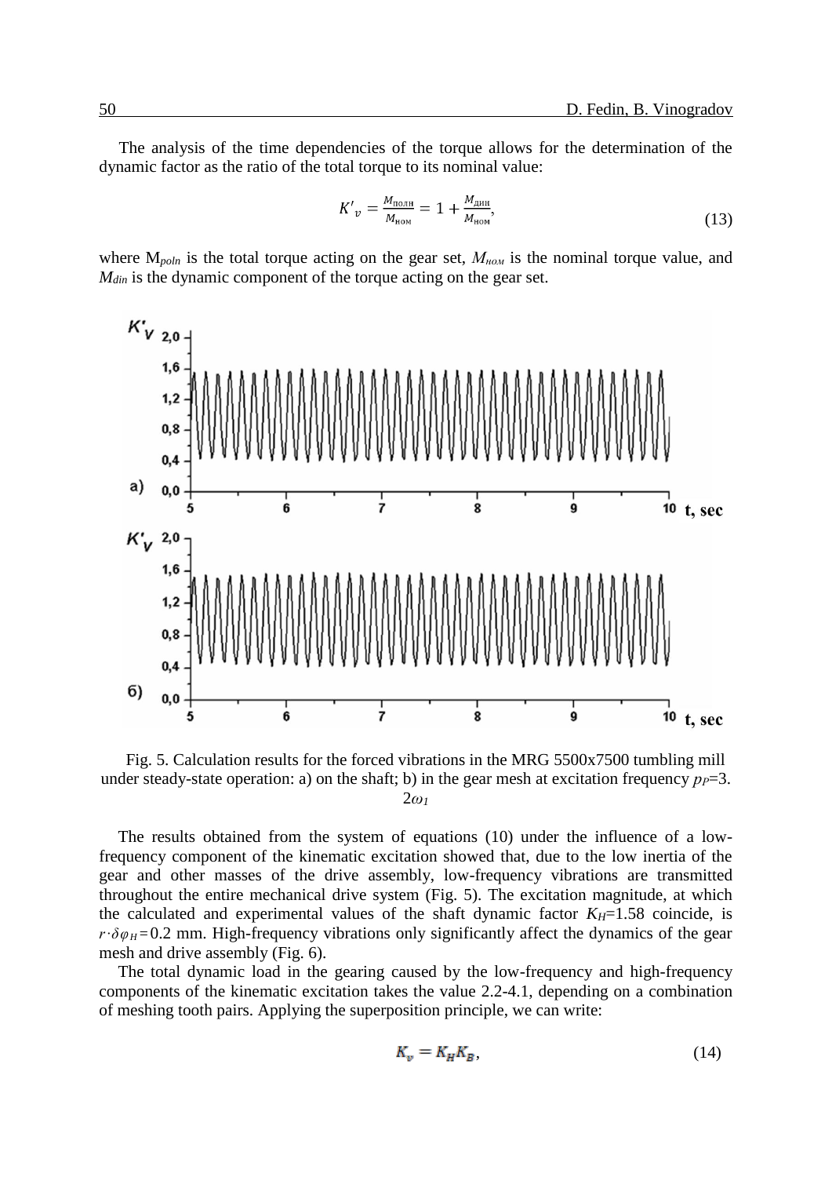The analysis of the time dependencies of the torque allows for the determination of the dynamic factor as the ratio of the total torque to its nominal value:

$$K'_v = \frac{M_{\text{полн}}}{M_{\text{ном}}} = 1 + \frac{M_{\text{дин}}}{M_{\text{ном}}}, \tag{13}$$

where $M_{poln}$ is the total torque acting on the gear set, $M_{ном}$ is the nominal torque value, and $M_{din}$ is the dynamic component of the torque acting on the gear set.

Fig. 5. Calculation results for the forced vibrations in the MRG 5500x7500 tumbling mill under steady-state operation: a) on the shaft; b) in the gear mesh at excitation frequency $p_P$=3. $2\omega_1$

The results obtained from the system of equations (10) under the influence of a low-frequency component of the kinematic excitation showed that, due to the low inertia of the gear and other masses of the drive assembly, low-frequency vibrations are transmitted throughout the entire mechanical drive system (Fig. 5). The excitation magnitude, at which the calculated and experimental values of the shaft dynamic factor $K_H$=1.58 coincide, is $r \cdot \delta\varphi_H = 0.2$ mm. High-frequency vibrations only significantly affect the dynamics of the gear mesh and drive assembly (Fig. 6).

The total dynamic load in the gearing caused by the low-frequency and high-frequency components of the kinematic excitation takes the value 2.2-4.1, depending on a combination of meshing tooth pairs. Applying the superposition principle, we can write:

$$K_v = K_H K_B, \tag{14}$$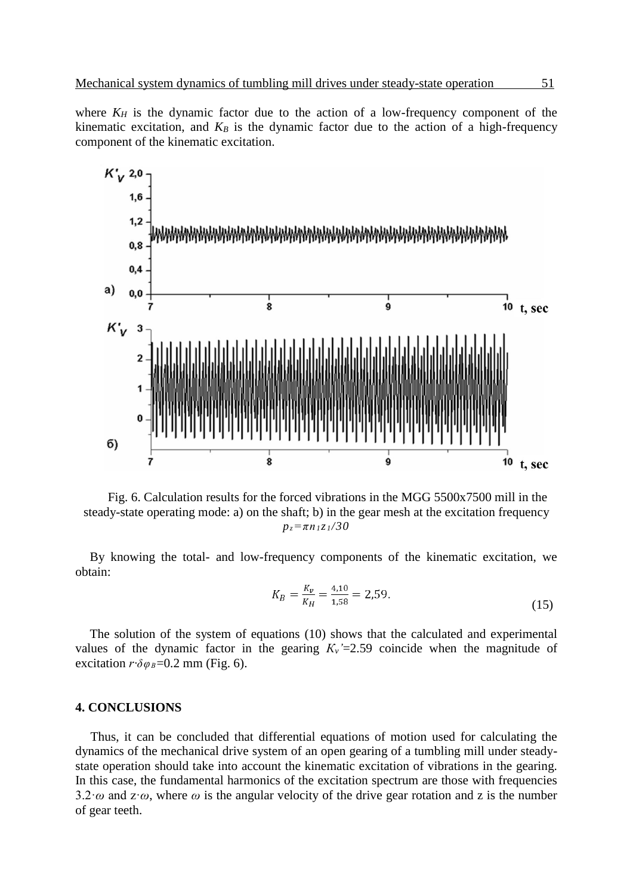where $K_H$ is the dynamic factor due to the action of a low-frequency component of the kinematic excitation, and $K_B$ is the dynamic factor due to the action of a high-frequency component of the kinematic excitation.

Fig. 6. Calculation results for the forced vibrations in the MGG 5500x7500 mill in the steady-state operating mode: a) on the shaft; b) in the gear mesh at the excitation frequency $p_z = \pi n_1 z_1 / 30$

By knowing the total- and low-frequency components of the kinematic excitation, we obtain:

$$K_B = \frac{K_v}{K_H} = \frac{4{,}10}{1{,}58} = 2{,}59. \tag{15}$$

The solution of the system of equations (10) shows that the calculated and experimental values of the dynamic factor in the gearing $K_v'$=2.59 coincide when the magnitude of excitation $r \cdot \delta\varphi_B$=0.2 mm (Fig. 6).

## 4. CONCLUSIONS

Thus, it can be concluded that differential equations of motion used for calculating the dynamics of the mechanical drive system of an open gearing of a tumbling mill under steady-state operation should take into account the kinematic excitation of vibrations in the gearing. In this case, the fundamental harmonics of the excitation spectrum are those with frequencies $3.2 \cdot \omega$ and $z \cdot \omega$, where $\omega$ is the angular velocity of the drive gear rotation and z is the number of gear teeth.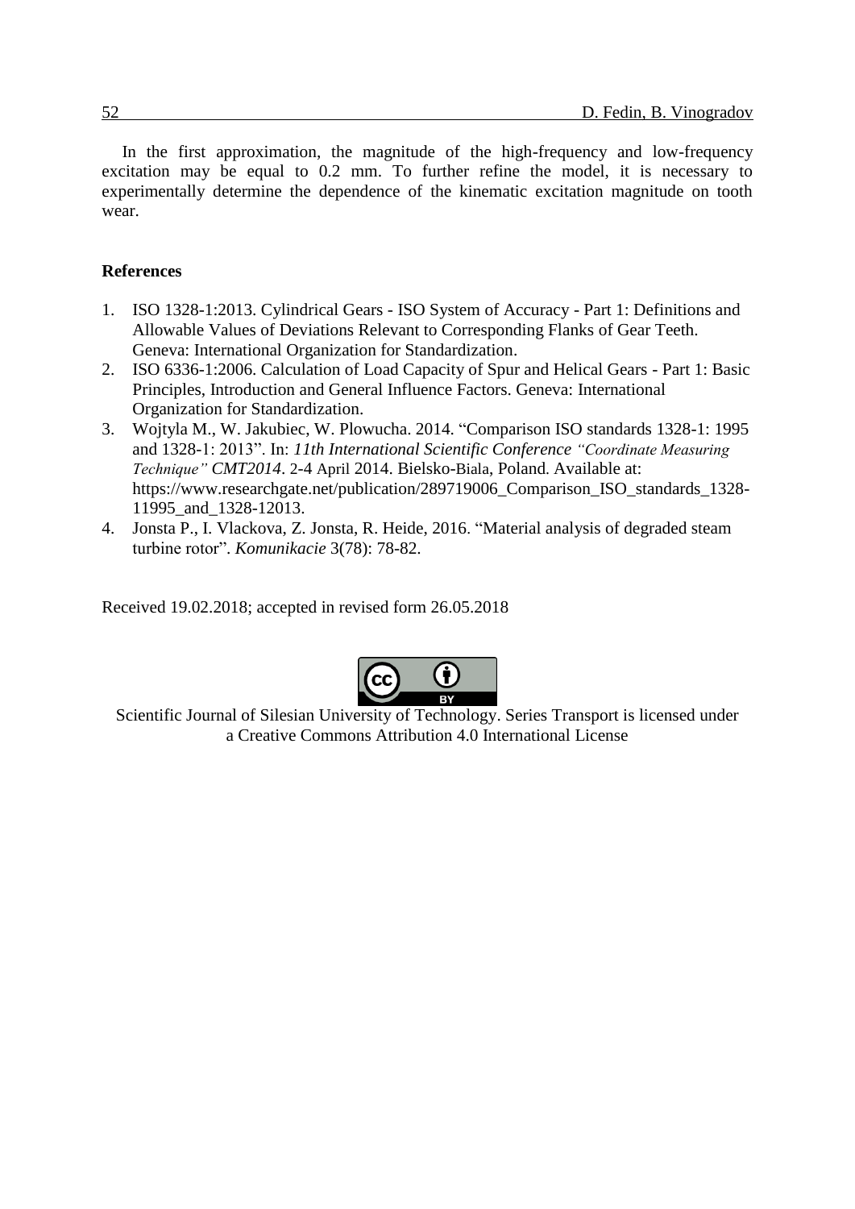In the first approximation, the magnitude of the high-frequency and low-frequency excitation may be equal to 0.2 mm. To further refine the model, it is necessary to experimentally determine the dependence of the kinematic excitation magnitude on tooth wear.

## References

1. ISO 1328-1:2013. Cylindrical Gears - ISO System of Accuracy - Part 1: Definitions and Allowable Values of Deviations Relevant to Corresponding Flanks of Gear Teeth. Geneva: International Organization for Standardization.
2. ISO 6336-1:2006. Calculation of Load Capacity of Spur and Helical Gears - Part 1: Basic Principles, Introduction and General Influence Factors. Geneva: International Organization for Standardization.
3. Wojtyla M., W. Jakubiec, W. Plowucha. 2014. "Comparison ISO standards 1328-1: 1995 and 1328-1: 2013". In: *11th International Scientific Conference "Coordinate Measuring Technique" CMT2014*. 2-4 April 2014. Bielsko-Biala, Poland. Available at: https://www.researchgate.net/publication/289719006_Comparison_ISO_standards_1328-11995_and_1328-12013.
4. Jonsta P., I. Vlackova, Z. Jonsta, R. Heide, 2016. "Material analysis of degraded steam turbine rotor". *Komunikacie* 3(78): 78-82.

Received 19.02.2018; accepted in revised form 26.05.2018

Scientific Journal of Silesian University of Technology. Series Transport is licensed under a Creative Commons Attribution 4.0 International License